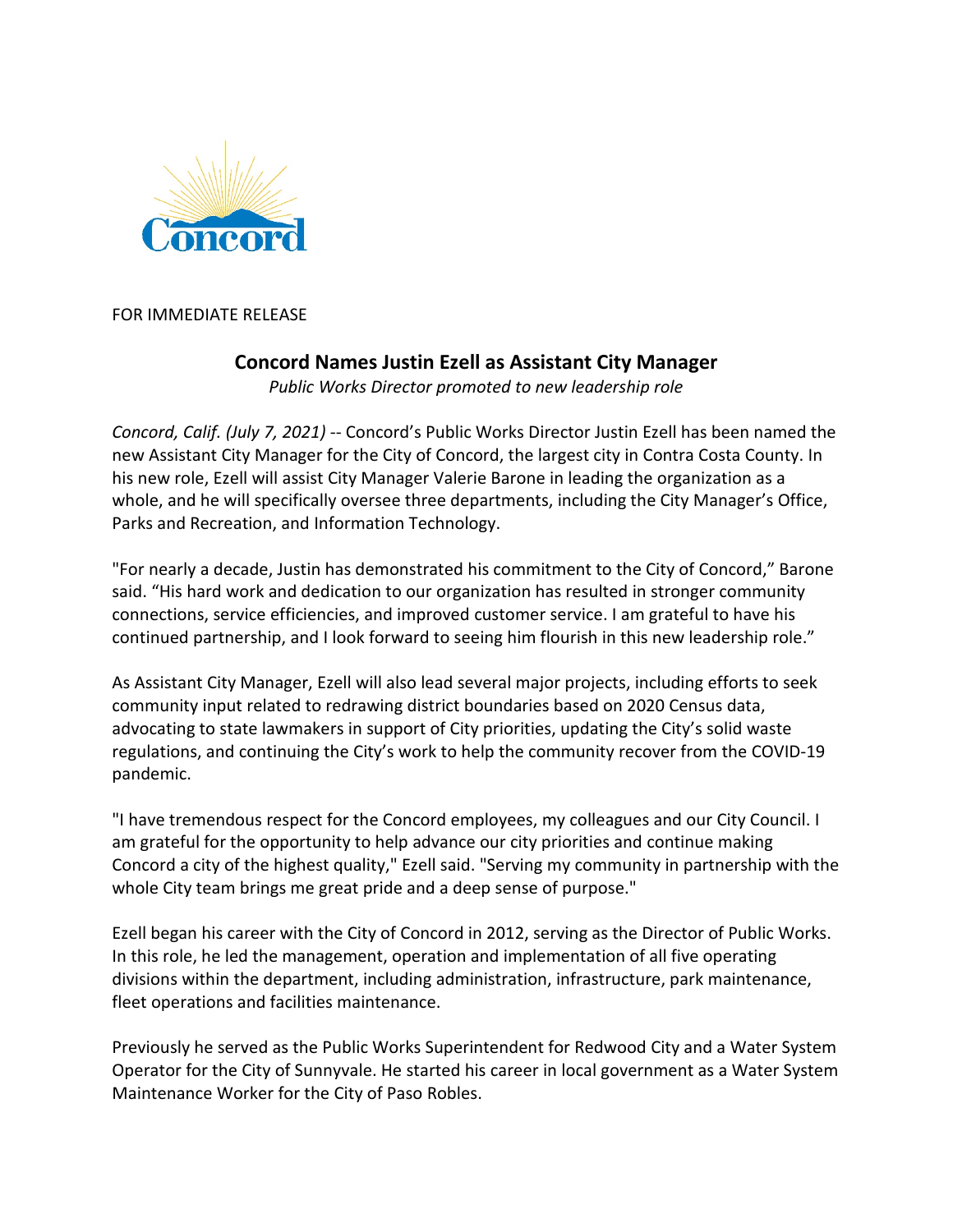Concord

FOR IMMEDIATE RELEASE

# Concord Names Justin Ezell as Assistant City Manager

*Public Works Director promoted to new leadership role*

*Concord, Calif. (July 7, 2021)* -- Concord's Public Works Director Justin Ezell has been named the new Assistant City Manager for the City of Concord, the largest city in Contra Costa County. In his new role, Ezell will assist City Manager Valerie Barone in leading the organization as a whole, and he will specifically oversee three departments, including the City Manager's Office, Parks and Recreation, and Information Technology.

"For nearly a decade, Justin has demonstrated his commitment to the City of Concord," Barone said. "His hard work and dedication to our organization has resulted in stronger community connections, service efficiencies, and improved customer service. I am grateful to have his continued partnership, and I look forward to seeing him flourish in this new leadership role."

As Assistant City Manager, Ezell will also lead several major projects, including efforts to seek community input related to redrawing district boundaries based on 2020 Census data, advocating to state lawmakers in support of City priorities, updating the City's solid waste regulations, and continuing the City's work to help the community recover from the COVID-19 pandemic.

"I have tremendous respect for the Concord employees, my colleagues and our City Council. I am grateful for the opportunity to help advance our city priorities and continue making Concord a city of the highest quality," Ezell said. "Serving my community in partnership with the whole City team brings me great pride and a deep sense of purpose."

Ezell began his career with the City of Concord in 2012, serving as the Director of Public Works. In this role, he led the management, operation and implementation of all five operating divisions within the department, including administration, infrastructure, park maintenance, fleet operations and facilities maintenance.

Previously he served as the Public Works Superintendent for Redwood City and a Water System Operator for the City of Sunnyvale. He started his career in local government as a Water System Maintenance Worker for the City of Paso Robles.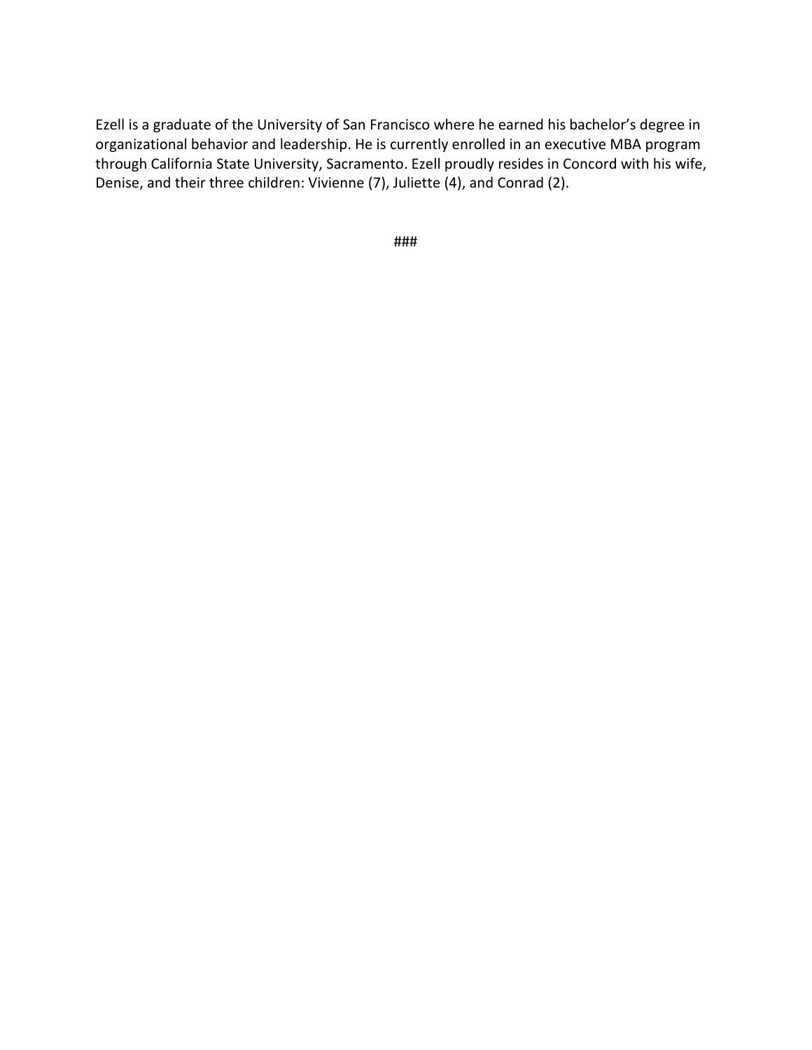Ezell is a graduate of the University of San Francisco where he earned his bachelor's degree in organizational behavior and leadership. He is currently enrolled in an executive MBA program through California State University, Sacramento. Ezell proudly resides in Concord with his wife, Denise, and their three children: Vivienne (7), Juliette (4), and Conrad (2).

###